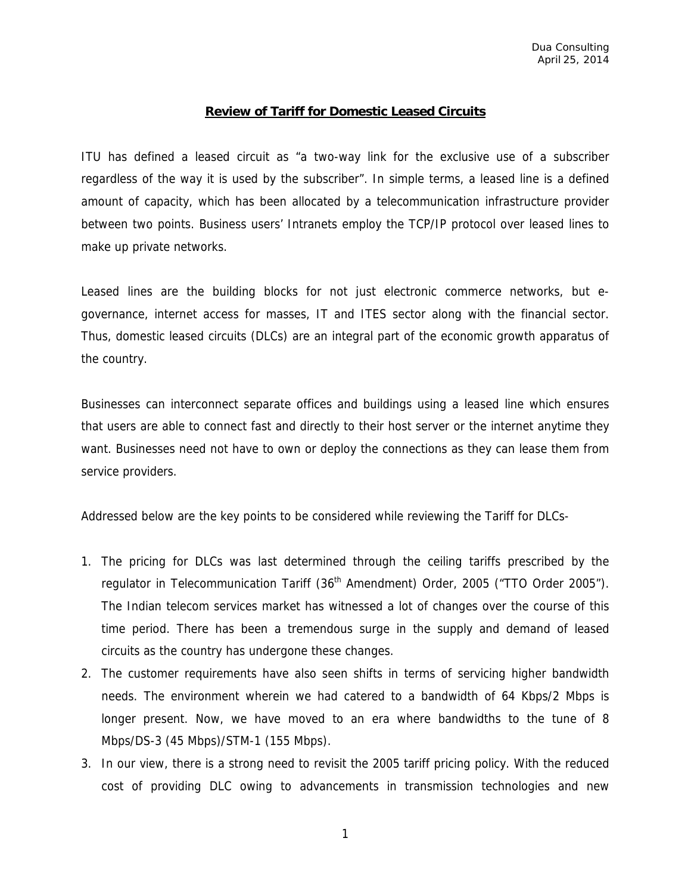Dua Consulting
April 25, 2014

## Review of Tariff for Domestic Leased Circuits

ITU has defined a leased circuit as "a two-way link for the exclusive use of a subscriber regardless of the way it is used by the subscriber". In simple terms, a leased line is a defined amount of capacity, which has been allocated by a telecommunication infrastructure provider between two points. Business users' Intranets employ the TCP/IP protocol over leased lines to make up private networks.

Leased lines are the building blocks for not just electronic commerce networks, but e-governance, internet access for masses, IT and ITES sector along with the financial sector. Thus, domestic leased circuits (DLCs) are an integral part of the economic growth apparatus of the country.

Businesses can interconnect separate offices and buildings using a leased line which ensures that users are able to connect fast and directly to their host server or the internet anytime they want. Businesses need not have to own or deploy the connections as they can lease them from service providers.

Addressed below are the key points to be considered while reviewing the Tariff for DLCs-

1. The pricing for DLCs was last determined through the ceiling tariffs prescribed by the regulator in Telecommunication Tariff (36th Amendment) Order, 2005 ("TTO Order 2005"). The Indian telecom services market has witnessed a lot of changes over the course of this time period. There has been a tremendous surge in the supply and demand of leased circuits as the country has undergone these changes.
2. The customer requirements have also seen shifts in terms of servicing higher bandwidth needs. The environment wherein we had catered to a bandwidth of 64 Kbps/2 Mbps is longer present. Now, we have moved to an era where bandwidths to the tune of 8 Mbps/DS-3 (45 Mbps)/STM-1 (155 Mbps).
3. In our view, there is a strong need to revisit the 2005 tariff pricing policy. With the reduced cost of providing DLC owing to advancements in transmission technologies and new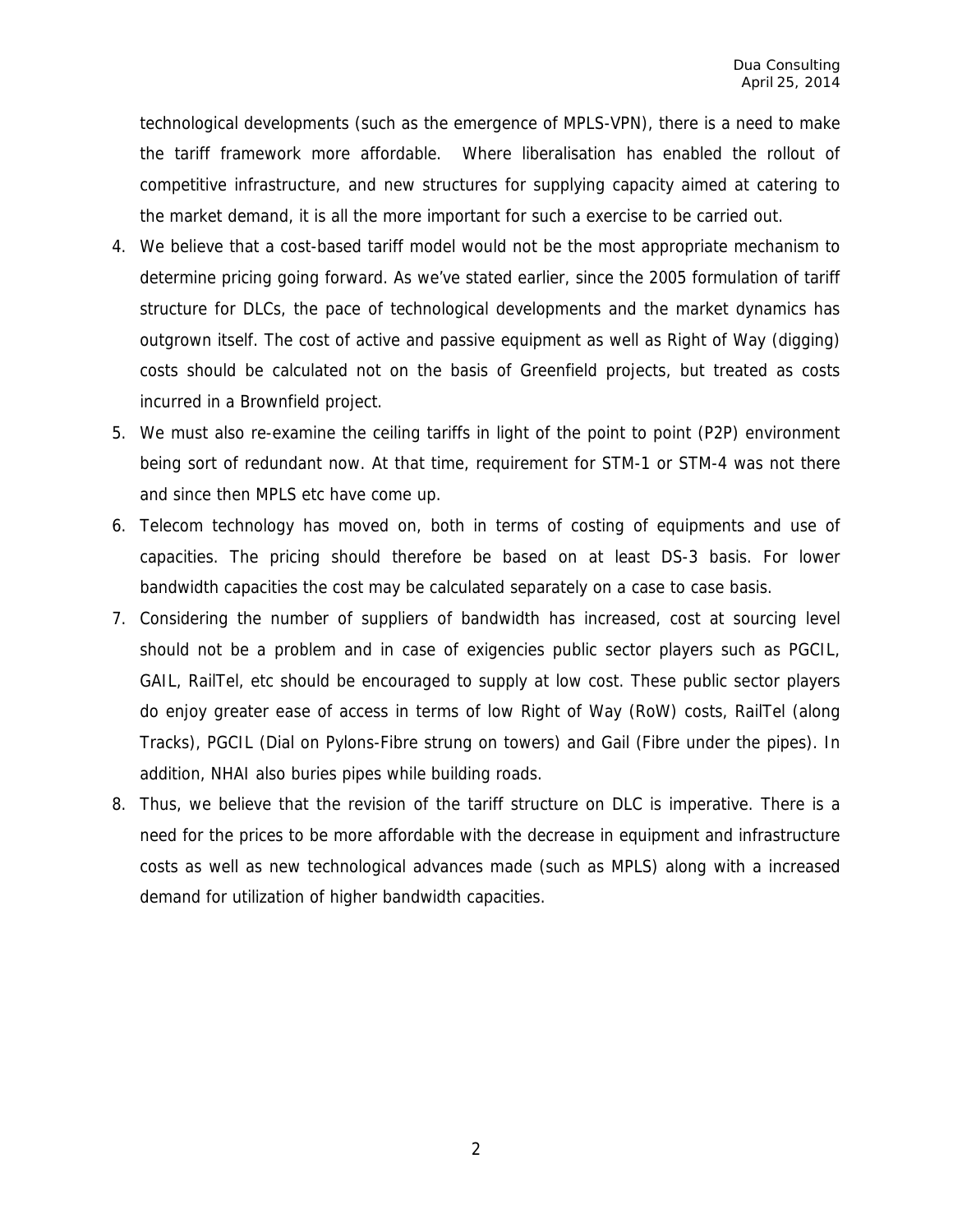technological developments (such as the emergence of MPLS-VPN), there is a need to make the tariff framework more affordable. Where liberalisation has enabled the rollout of competitive infrastructure, and new structures for supplying capacity aimed at catering to the market demand, it is all the more important for such a exercise to be carried out.

4. We believe that a cost-based tariff model would not be the most appropriate mechanism to determine pricing going forward. As we've stated earlier, since the 2005 formulation of tariff structure for DLCs, the pace of technological developments and the market dynamics has outgrown itself. The cost of active and passive equipment as well as Right of Way (digging) costs should be calculated not on the basis of Greenfield projects, but treated as costs incurred in a Brownfield project.
5. We must also re-examine the ceiling tariffs in light of the point to point (P2P) environment being sort of redundant now. At that time, requirement for STM-1 or STM-4 was not there and since then MPLS etc have come up.
6. Telecom technology has moved on, both in terms of costing of equipments and use of capacities. The pricing should therefore be based on at least DS-3 basis. For lower bandwidth capacities the cost may be calculated separately on a case to case basis.
7. Considering the number of suppliers of bandwidth has increased, cost at sourcing level should not be a problem and in case of exigencies public sector players such as PGCIL, GAIL, RailTel, etc should be encouraged to supply at low cost. These public sector players do enjoy greater ease of access in terms of low Right of Way (RoW) costs, RailTel (along Tracks), PGCIL (Dial on Pylons-Fibre strung on towers) and Gail (Fibre under the pipes). In addition, NHAI also buries pipes while building roads.
8. Thus, we believe that the revision of the tariff structure on DLC is imperative. There is a need for the prices to be more affordable with the decrease in equipment and infrastructure costs as well as new technological advances made (such as MPLS) along with a increased demand for utilization of higher bandwidth capacities.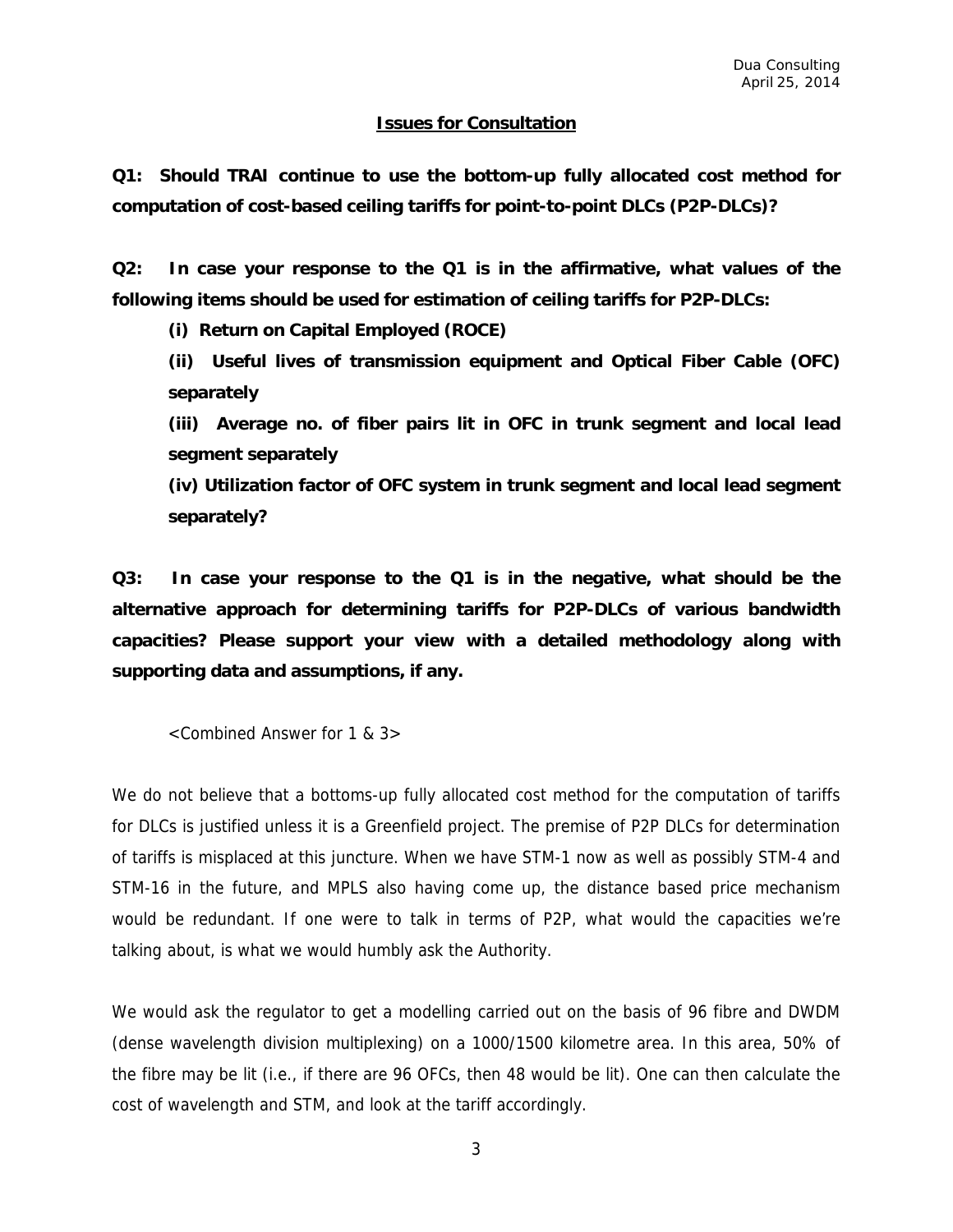Dua Consulting
April 25, 2014

## Issues for Consultation

**Q1: Should TRAI continue to use the bottom-up fully allocated cost method for computation of cost-based ceiling tariffs for point-to-point DLCs (P2P-DLCs)?**

**Q2: In case your response to the Q1 is in the affirmative, what values of the following items should be used for estimation of ceiling tariffs for P2P-DLCs:**

> **(i) Return on Capital Employed (ROCE)**
>
> **(ii) Useful lives of transmission equipment and Optical Fiber Cable (OFC) separately**
>
> **(iii) Average no. of fiber pairs lit in OFC in trunk segment and local lead segment separately**
>
> **(iv) Utilization factor of OFC system in trunk segment and local lead segment separately?**

**Q3: In case your response to the Q1 is in the negative, what should be the alternative approach for determining tariffs for P2P-DLCs of various bandwidth capacities? Please support your view with a detailed methodology along with supporting data and assumptions, if any.**

<Combined Answer for 1 & 3>

We do not believe that a bottoms-up fully allocated cost method for the computation of tariffs for DLCs is justified unless it is a Greenfield project. The premise of P2P DLCs for determination of tariffs is misplaced at this juncture. When we have STM-1 now as well as possibly STM-4 and STM-16 in the future, and MPLS also having come up, the distance based price mechanism would be redundant. If one were to talk in terms of P2P, what would the capacities we're talking about, is what we would humbly ask the Authority.

We would ask the regulator to get a modelling carried out on the basis of 96 fibre and DWDM (dense wavelength division multiplexing) on a 1000/1500 kilometre area. In this area, 50% of the fibre may be lit (i.e., if there are 96 OFCs, then 48 would be lit). One can then calculate the cost of wavelength and STM, and look at the tariff accordingly.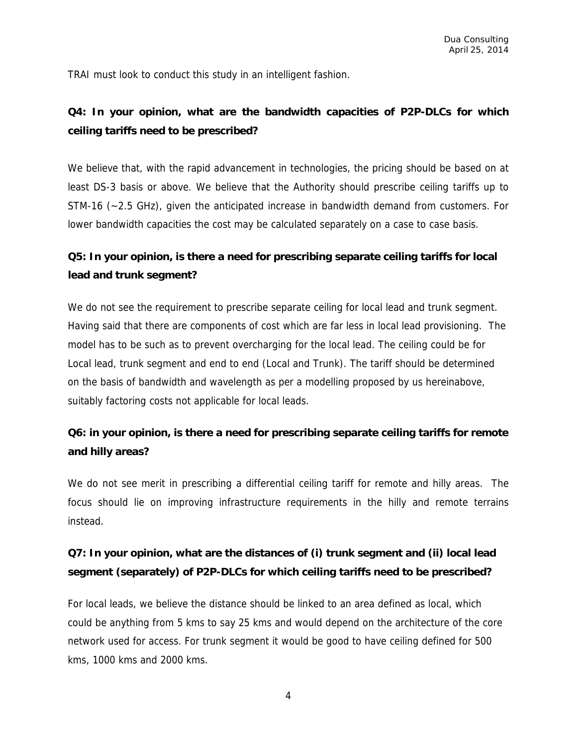TRAI must look to conduct this study in an intelligent fashion.

**Q4: In your opinion, what are the bandwidth capacities of P2P-DLCs for which ceiling tariffs need to be prescribed?**

We believe that, with the rapid advancement in technologies, the pricing should be based on at least DS-3 basis or above. We believe that the Authority should prescribe ceiling tariffs up to STM-16 (~2.5 GHz), given the anticipated increase in bandwidth demand from customers. For lower bandwidth capacities the cost may be calculated separately on a case to case basis.

**Q5: In your opinion, is there a need for prescribing separate ceiling tariffs for local lead and trunk segment?**

We do not see the requirement to prescribe separate ceiling for local lead and trunk segment. Having said that there are components of cost which are far less in local lead provisioning. The model has to be such as to prevent overcharging for the local lead. The ceiling could be for Local lead, trunk segment and end to end (Local and Trunk). The tariff should be determined on the basis of bandwidth and wavelength as per a modelling proposed by us hereinabove, suitably factoring costs not applicable for local leads.

**Q6: in your opinion, is there a need for prescribing separate ceiling tariffs for remote and hilly areas?**

We do not see merit in prescribing a differential ceiling tariff for remote and hilly areas. The focus should lie on improving infrastructure requirements in the hilly and remote terrains instead.

**Q7: In your opinion, what are the distances of (i) trunk segment and (ii) local lead segment (separately) of P2P-DLCs for which ceiling tariffs need to be prescribed?**

For local leads, we believe the distance should be linked to an area defined as local, which could be anything from 5 kms to say 25 kms and would depend on the architecture of the core network used for access. For trunk segment it would be good to have ceiling defined for 500 kms, 1000 kms and 2000 kms.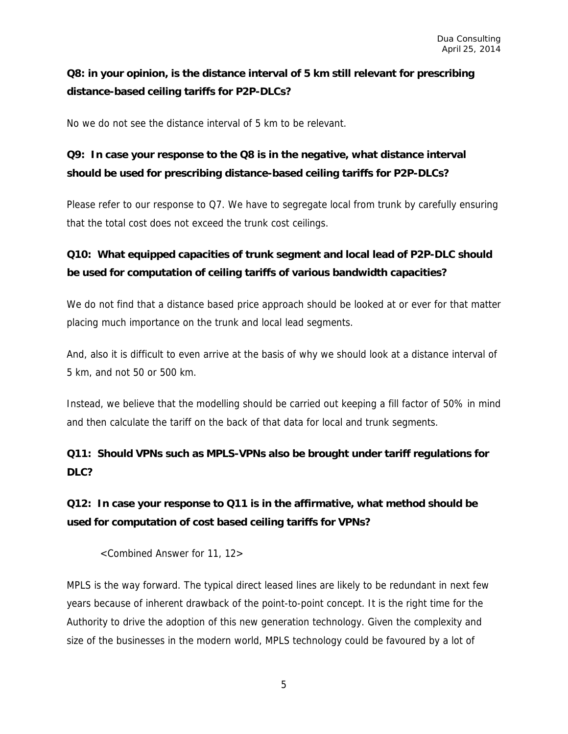**Q8: in your opinion, is the distance interval of 5 km still relevant for prescribing distance-based ceiling tariffs for P2P-DLCs?**

No we do not see the distance interval of 5 km to be relevant.

**Q9: In case your response to the Q8 is in the negative, what distance interval should be used for prescribing distance-based ceiling tariffs for P2P-DLCs?**

Please refer to our response to Q7. We have to segregate local from trunk by carefully ensuring that the total cost does not exceed the trunk cost ceilings.

**Q10: What equipped capacities of trunk segment and local lead of P2P-DLC should be used for computation of ceiling tariffs of various bandwidth capacities?**

We do not find that a distance based price approach should be looked at or ever for that matter placing much importance on the trunk and local lead segments.

And, also it is difficult to even arrive at the basis of why we should look at a distance interval of 5 km, and not 50 or 500 km.

Instead, we believe that the modelling should be carried out keeping a fill factor of 50% in mind and then calculate the tariff on the back of that data for local and trunk segments.

**Q11: Should VPNs such as MPLS-VPNs also be brought under tariff regulations for DLC?**

**Q12: In case your response to Q11 is in the affirmative, what method should be used for computation of cost based ceiling tariffs for VPNs?**

<Combined Answer for 11, 12>

MPLS is the way forward. The typical direct leased lines are likely to be redundant in next few years because of inherent drawback of the point-to-point concept. It is the right time for the Authority to drive the adoption of this new generation technology. Given the complexity and size of the businesses in the modern world, MPLS technology could be favoured by a lot of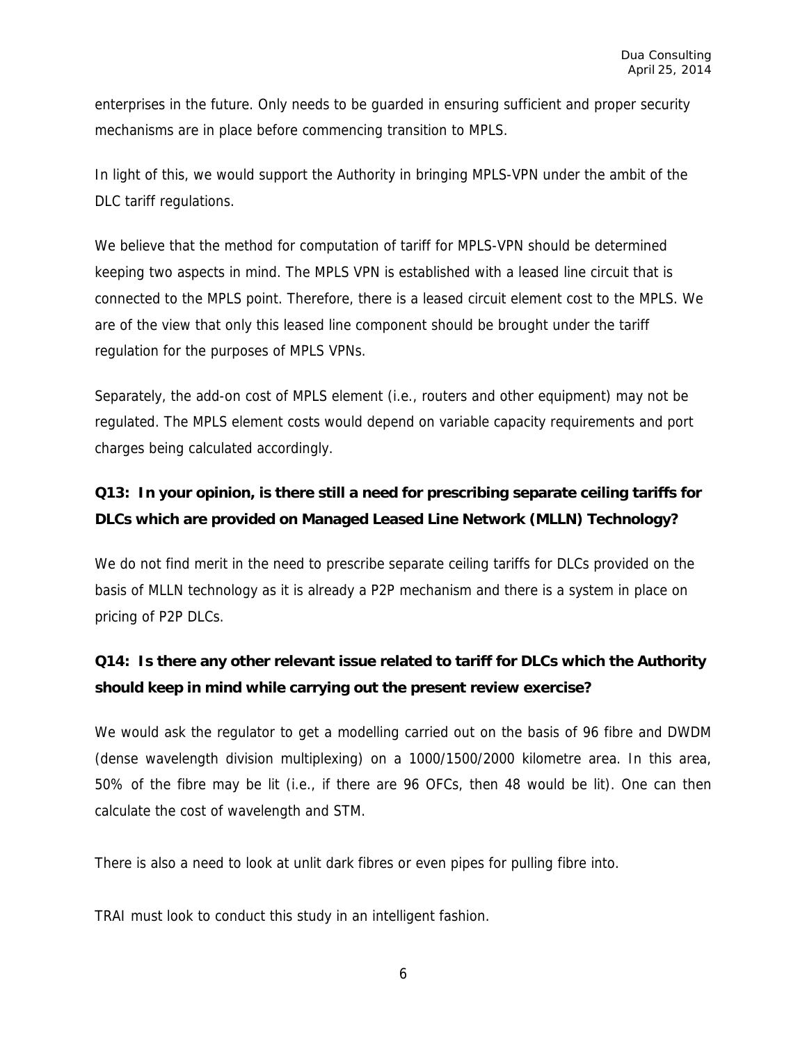enterprises in the future. Only needs to be guarded in ensuring sufficient and proper security mechanisms are in place before commencing transition to MPLS.

In light of this, we would support the Authority in bringing MPLS-VPN under the ambit of the DLC tariff regulations.

We believe that the method for computation of tariff for MPLS-VPN should be determined keeping two aspects in mind. The MPLS VPN is established with a leased line circuit that is connected to the MPLS point. Therefore, there is a leased circuit element cost to the MPLS. We are of the view that only this leased line component should be brought under the tariff regulation for the purposes of MPLS VPNs.

Separately, the add-on cost of MPLS element (i.e., routers and other equipment) may not be regulated. The MPLS element costs would depend on variable capacity requirements and port charges being calculated accordingly.

**Q13: In your opinion, is there still a need for prescribing separate ceiling tariffs for DLCs which are provided on Managed Leased Line Network (MLLN) Technology?**

We do not find merit in the need to prescribe separate ceiling tariffs for DLCs provided on the basis of MLLN technology as it is already a P2P mechanism and there is a system in place on pricing of P2P DLCs.

**Q14: Is there any other relevant issue related to tariff for DLCs which the Authority should keep in mind while carrying out the present review exercise?**

We would ask the regulator to get a modelling carried out on the basis of 96 fibre and DWDM (dense wavelength division multiplexing) on a 1000/1500/2000 kilometre area. In this area, 50% of the fibre may be lit (i.e., if there are 96 OFCs, then 48 would be lit). One can then calculate the cost of wavelength and STM.

There is also a need to look at unlit dark fibres or even pipes for pulling fibre into.

TRAI must look to conduct this study in an intelligent fashion.